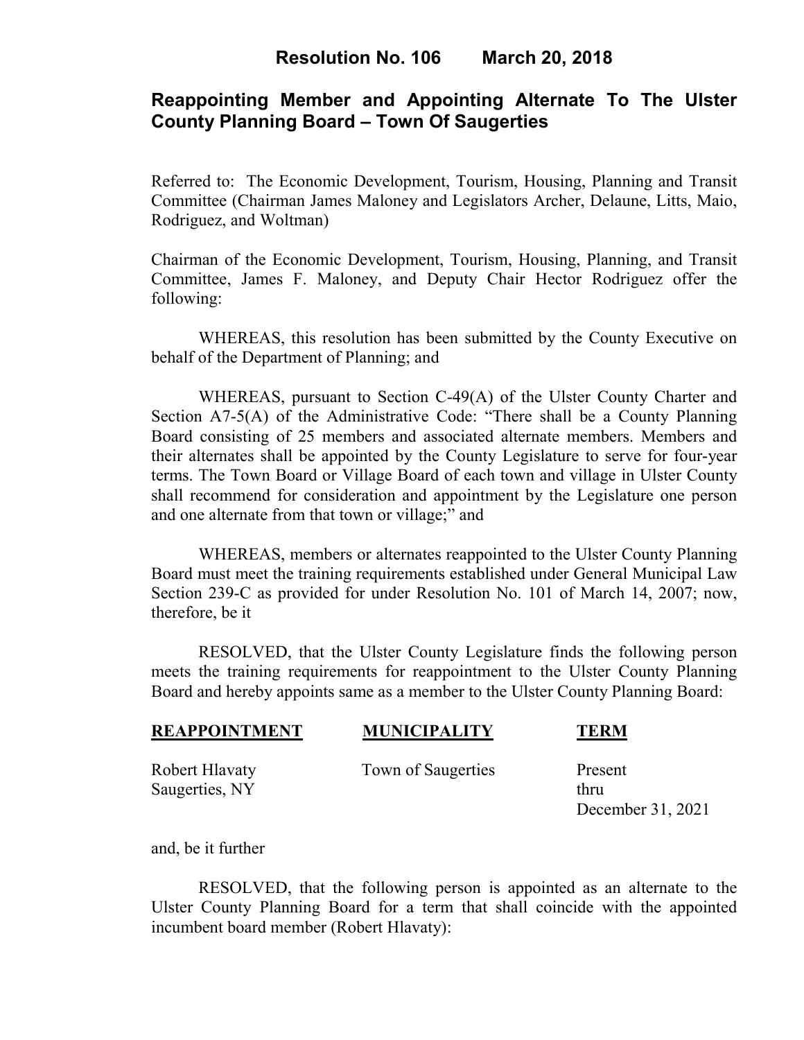# Resolution No. 106 March 20, 2018

## Reappointing Member and Appointing Alternate To The Ulster County Planning Board – Town Of Saugerties

Referred to: The Economic Development, Tourism, Housing, Planning and Transit Committee (Chairman James Maloney and Legislators Archer, Delaune, Litts, Maio, Rodriguez, and Woltman)

Chairman of the Economic Development, Tourism, Housing, Planning, and Transit Committee, James F. Maloney, and Deputy Chair Hector Rodriguez offer the following:

WHEREAS, this resolution has been submitted by the County Executive on behalf of the Department of Planning; and

WHEREAS, pursuant to Section C-49(A) of the Ulster County Charter and Section A7-5(A) of the Administrative Code: "There shall be a County Planning Board consisting of 25 members and associated alternate members. Members and their alternates shall be appointed by the County Legislature to serve for four-year terms. The Town Board or Village Board of each town and village in Ulster County shall recommend for consideration and appointment by the Legislature one person and one alternate from that town or village;" and

WHEREAS, members or alternates reappointed to the Ulster County Planning Board must meet the training requirements established under General Municipal Law Section 239-C as provided for under Resolution No. 101 of March 14, 2007; now, therefore, be it

RESOLVED, that the Ulster County Legislature finds the following person meets the training requirements for reappointment to the Ulster County Planning Board and hereby appoints same as a member to the Ulster County Planning Board:

| REAPPOINTMENT | MUNICIPALITY | TERM |
|---|---|---|
| Robert Hlavaty<br>Saugerties, NY | Town of Saugerties | Present<br>thru<br>December 31, 2021 |

and, be it further

RESOLVED, that the following person is appointed as an alternate to the Ulster County Planning Board for a term that shall coincide with the appointed incumbent board member (Robert Hlavaty):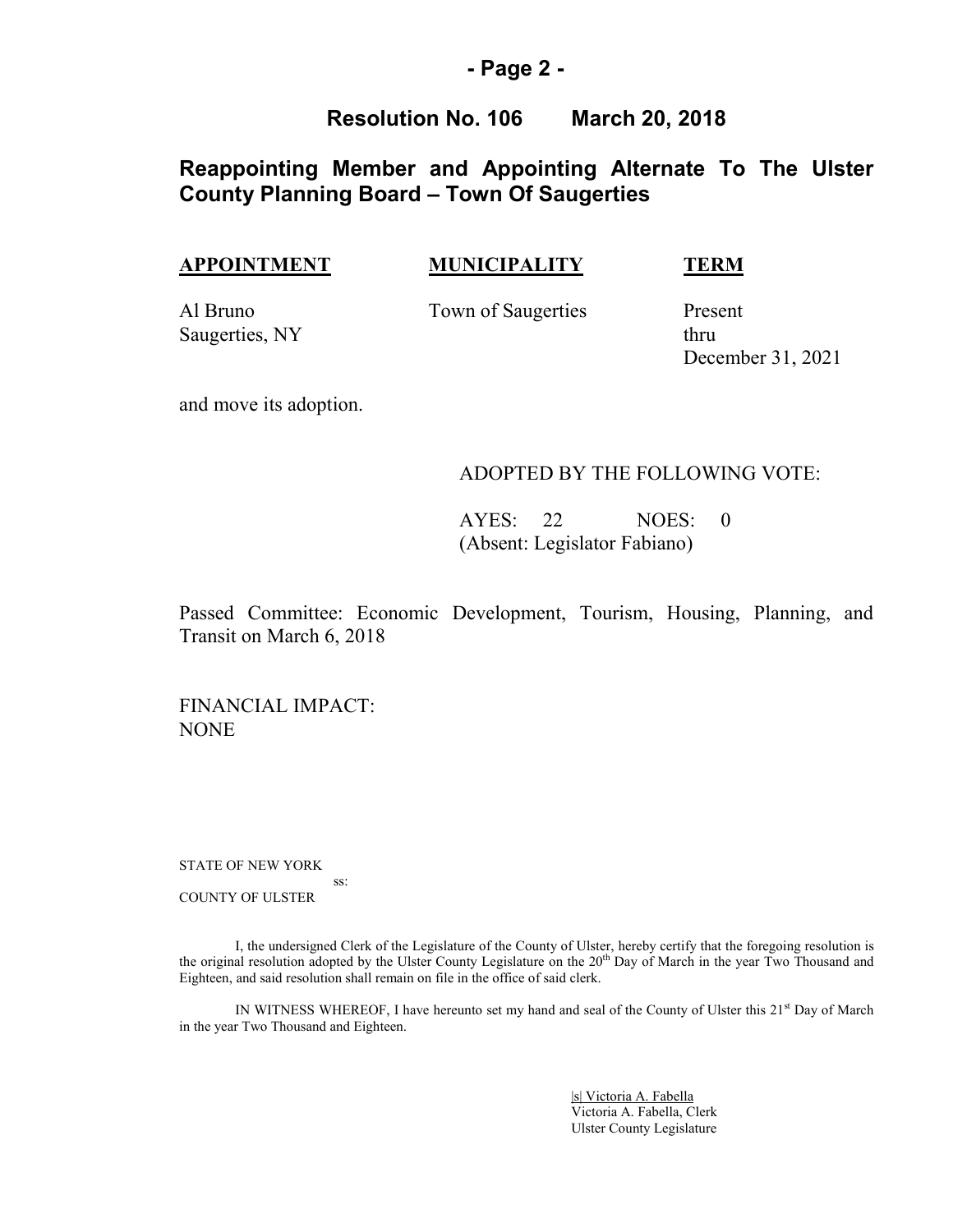## Resolution No. 106 March 20, 2018

## Reappointing Member and Appointing Alternate To The Ulster County Planning Board – Town Of Saugerties

| APPOINTMENT | MUNICIPALITY | TERM |
|---|---|---|
| Al Bruno<br>Saugerties, NY | Town of Saugerties | Present<br>thru<br>December 31, 2021 |

and move its adoption.

ADOPTED BY THE FOLLOWING VOTE:

AYES: 22 NOES: 0
(Absent: Legislator Fabiano)

Passed Committee: Economic Development, Tourism, Housing, Planning, and Transit on March 6, 2018

FINANCIAL IMPACT:
NONE

STATE OF NEW YORK
ss:
COUNTY OF ULSTER

I, the undersigned Clerk of the Legislature of the County of Ulster, hereby certify that the foregoing resolution is the original resolution adopted by the Ulster County Legislature on the 20th Day of March in the year Two Thousand and Eighteen, and said resolution shall remain on file in the office of said clerk.

IN WITNESS WHEREOF, I have hereunto set my hand and seal of the County of Ulster this 21st Day of March in the year Two Thousand and Eighteen.

|s| Victoria A. Fabella
Victoria A. Fabella, Clerk
Ulster County Legislature